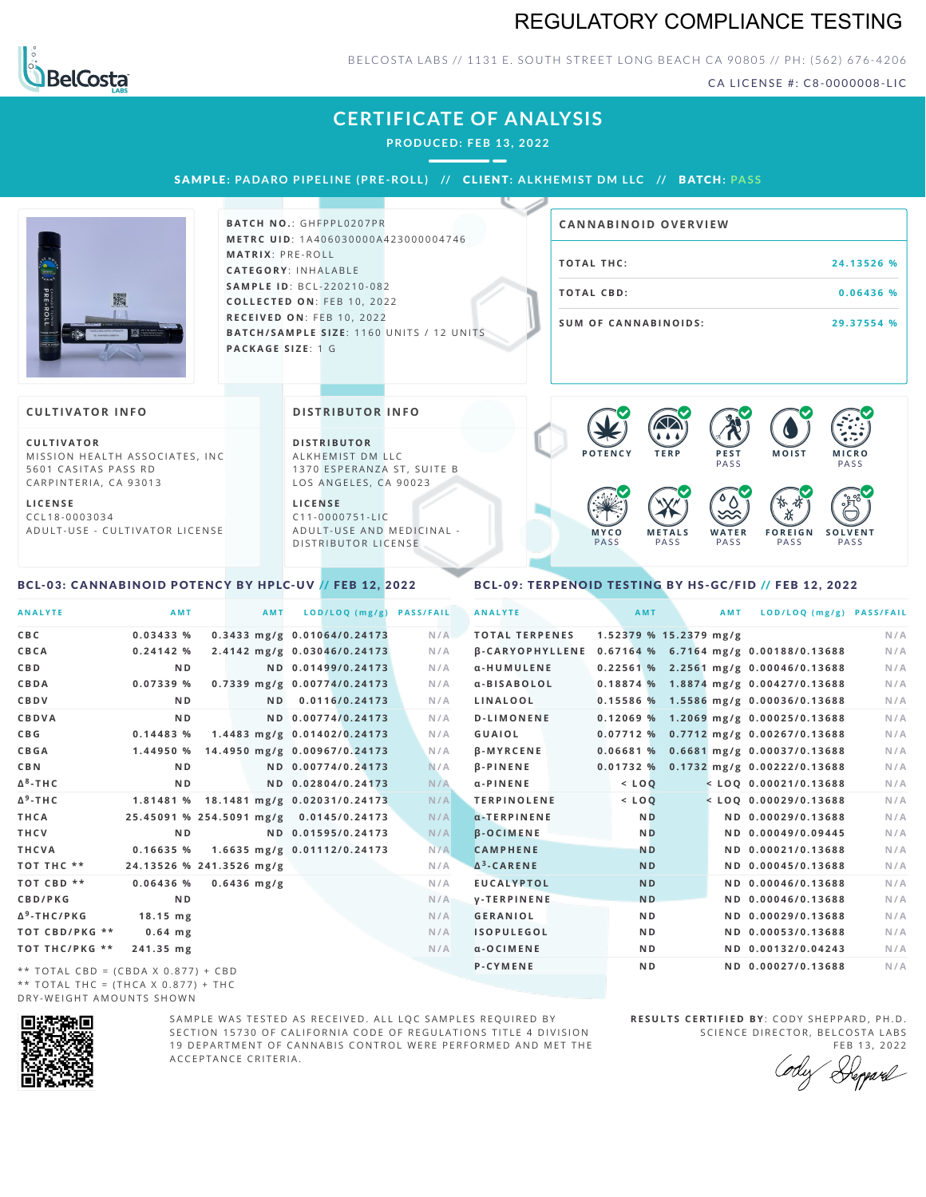# REGULATORY COMPLIANCE TESTING

BELCOSTA LABS // 1131 E. SOUTH STREET LONG BEACH CA 90805 // PH: (562) 676-4206

CA LICENSE #: C8-0000008-LIC

## CERTIFICATE OF ANALYSIS

PRODUCED: FEB 13, 2022

**SAMPLE:** PADARO PIPELINE (PRE-ROLL) // **CLIENT:** ALKHEMIST DM LLC // **BATCH:** PASS

**BATCH NO.:** GHFPPL0207PR
**METRC UID:** 1A406030000A423000004746
**MATRIX:** PRE-ROLL
**CATEGORY:** INHALABLE
**SAMPLE ID:** BCL-220210-082
**COLLECTED ON:** FEB 10, 2022
**RECEIVED ON:** FEB 10, 2022
**BATCH/SAMPLE SIZE:** 1160 UNITS / 12 UNITS
**PACKAGE SIZE:** 1 G

### CANNABINOID OVERVIEW

| | |
|---|---|
| TOTAL THC: | 24.13526 % |
| TOTAL CBD: | 0.06436 % |
| SUM OF CANNABINOIDS: | 29.37554 % |

### CULTIVATOR INFO

**CULTIVATOR**
MISSION HEALTH ASSOCIATES, INC
5601 CASITAS PASS RD
CARPINTERIA, CA 93013

**LICENSE**
CCL18-0003034
ADULT-USE - CULTIVATOR LICENSE

### DISTRIBUTOR INFO

**DISTRIBUTOR**
ALKHEMIST DM LLC
1370 ESPERANZA ST, SUITE B
LOS ANGELES, CA 90023

**LICENSE**
C11-0000751-LIC
ADULT-USE AND MEDICINAL - DISTRIBUTOR LICENSE

POTENCY | TERP | PEST PASS | MOIST | MICRO PASS
MYCO PASS | METALS PASS | WATER PASS | FOREIGN PASS | SOLVENT PASS

### BCL-03: CANNABINOID POTENCY BY HPLC-UV // FEB 12, 2022

| ANALYTE | AMT | AMT | LOD/LOQ (mg/g) | PASS/FAIL |
|---|---|---|---|---|
| CBC | 0.03433 % | 0.3433 mg/g | 0.01064/0.24173 | N/A |
| CBCA | 0.24142 % | 2.4142 mg/g | 0.03046/0.24173 | N/A |
| CBD | ND | ND | 0.01499/0.24173 | N/A |
| CBDA | 0.07339 % | 0.7339 mg/g | 0.00774/0.24173 | N/A |
| CBDV | ND | ND | 0.0116/0.24173 | N/A |
| CBDVA | ND | ND | 0.00774/0.24173 | N/A |
| CBG | 0.14483 % | 1.4483 mg/g | 0.01402/0.24173 | N/A |
| CBGA | 1.44950 % | 14.4950 mg/g | 0.00967/0.24173 | N/A |
| CBN | ND | ND | 0.00774/0.24173 | N/A |
| Δ8-THC | ND | ND | 0.02804/0.24173 | N/A |
| Δ9-THC | 1.81481 % | 18.1481 mg/g | 0.02031/0.24173 | N/A |
| THCA | 25.45091 % | 254.5091 mg/g | 0.0145/0.24173 | N/A |
| THCV | ND | ND | 0.01595/0.24173 | N/A |
| THCVA | 0.16635 % | 1.6635 mg/g | 0.01112/0.24173 | N/A |
| TOT THC ** | 24.13526 % | 241.3526 mg/g | | N/A |
| TOT CBD ** | 0.06436 % | 0.6436 mg/g | | N/A |
| CBD/PKG | ND | | | N/A |
| Δ9-THC/PKG | 18.15 mg | | | N/A |
| TOT CBD/PKG ** | 0.64 mg | | | N/A |
| TOT THC/PKG ** | 241.35 mg | | | N/A |

** TOTAL CBD = (CBDA X 0.877) + CBD
** TOTAL THC = (THCA X 0.877) + THC
DRY-WEIGHT AMOUNTS SHOWN

### BCL-09: TERPENOID TESTING BY HS-GC/FID // FEB 12, 2022

| ANALYTE | AMT | AMT | LOD/LOQ (mg/g) | PASS/FAIL |
|---|---|---|---|---|
| TOTAL TERPENES | 1.52379 % | 15.2379 mg/g | | N/A |
| β-CARYOPHYLLENE | 0.67164 % | 6.7164 mg/g | 0.00188/0.13688 | N/A |
| α-HUMULENE | 0.22561 % | 2.2561 mg/g | 0.00046/0.13688 | N/A |
| α-BISABOLOL | 0.18874 % | 1.8874 mg/g | 0.00427/0.13688 | N/A |
| LINALOOL | 0.15586 % | 1.5586 mg/g | 0.00036/0.13688 | N/A |
| D-LIMONENE | 0.12069 % | 1.2069 mg/g | 0.00025/0.13688 | N/A |
| GUAIOL | 0.07712 % | 0.7712 mg/g | 0.00267/0.13688 | N/A |
| β-MYRCENE | 0.06681 % | 0.6681 mg/g | 0.00037/0.13688 | N/A |
| β-PINENE | 0.01732 % | 0.1732 mg/g | 0.00222/0.13688 | N/A |
| α-PINENE | < LOQ | < LOQ | 0.00021/0.13688 | N/A |
| TERPINOLENE | < LOQ | < LOQ | 0.00029/0.13688 | N/A |
| α-TERPINENE | ND | ND | 0.00029/0.13688 | N/A |
| β-OCIMENE | ND | ND | 0.00049/0.09445 | N/A |
| CAMPHENE | ND | ND | 0.00021/0.13688 | N/A |
| Δ3-CARENE | ND | ND | 0.00045/0.13688 | N/A |
| EUCALYPTOL | ND | ND | 0.00046/0.13688 | N/A |
| γ-TERPINENE | ND | ND | 0.00046/0.13688 | N/A |
| GERANIOL | ND | ND | 0.00029/0.13688 | N/A |
| ISOPULEGOL | ND | ND | 0.00053/0.13688 | N/A |
| α-OCIMENE | ND | ND | 0.00132/0.04243 | N/A |
| P-CYMENE | ND | ND | 0.00027/0.13688 | N/A |

SAMPLE WAS TESTED AS RECEIVED. ALL LQC SAMPLES REQUIRED BY SECTION 15730 OF CALIFORNIA CODE OF REGULATIONS TITLE 4 DIVISION 19 DEPARTMENT OF CANNABIS CONTROL WERE PERFORMED AND MET THE ACCEPTANCE CRITERIA.

**RESULTS CERTIFIED BY:** CODY SHEPPARD, PH.D.
SCIENCE DIRECTOR, BELCOSTA LABS
FEB 13, 2022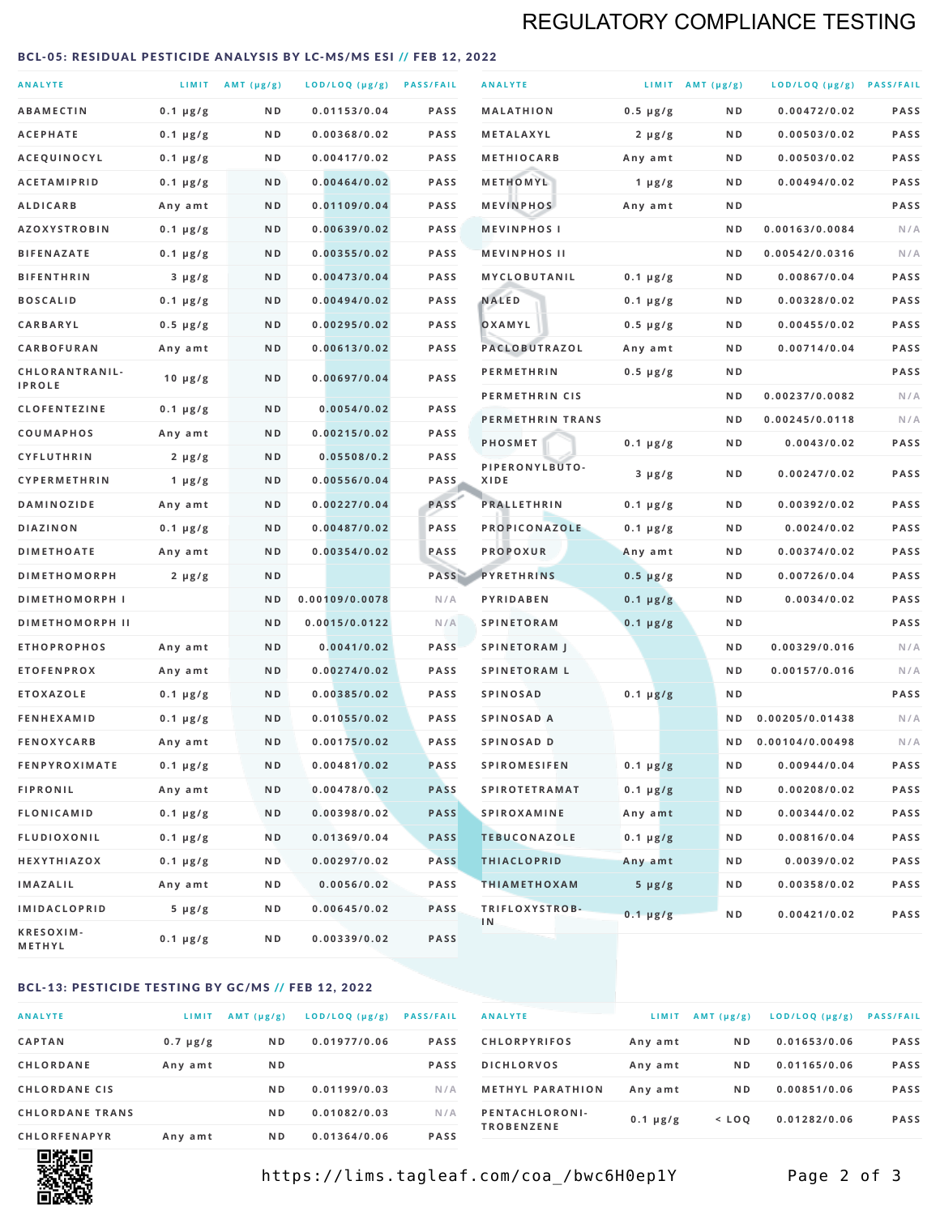## REGULATORY COMPLIANCE TESTING

### BCL-05: RESIDUAL PESTICIDE ANALYSIS BY LC-MS/MS ESI // FEB 12, 2022

| ANALYTE | LIMIT | AMT (µg/g) | LOD/LOQ (µg/g) | PASS/FAIL |
|---|---|---|---|---|
| ABAMECTIN | 0.1 µg/g | ND | 0.01153/0.04 | PASS |
| ACEPHATE | 0.1 µg/g | ND | 0.00368/0.02 | PASS |
| ACEQUINOCYL | 0.1 µg/g | ND | 0.00417/0.02 | PASS |
| ACETAMIPRID | 0.1 µg/g | ND | 0.00464/0.02 | PASS |
| ALDICARB | Any amt | ND | 0.01109/0.04 | PASS |
| AZOXYSTROBIN | 0.1 µg/g | ND | 0.00639/0.02 | PASS |
| BIFENAZATE | 0.1 µg/g | ND | 0.00355/0.02 | PASS |
| BIFENTHRIN | 3 µg/g | ND | 0.00473/0.04 | PASS |
| BOSCALID | 0.1 µg/g | ND | 0.00494/0.02 | PASS |
| CARBARYL | 0.5 µg/g | ND | 0.00295/0.02 | PASS |
| CARBOFURAN | Any amt | ND | 0.00613/0.02 | PASS |
| CHLORANTRANILIPROLE | 10 µg/g | ND | 0.00697/0.04 | PASS |
| CLOFENTEZINE | 0.1 µg/g | ND | 0.0054/0.02 | PASS |
| COUMAPHOS | Any amt | ND | 0.00215/0.02 | PASS |
| CYFLUTHRIN | 2 µg/g | ND | 0.05508/0.2 | PASS |
| CYPERMETHRIN | 1 µg/g | ND | 0.00556/0.04 | PASS |
| DAMINOZIDE | Any amt | ND | 0.00227/0.04 | PASS |
| DIAZINON | 0.1 µg/g | ND | 0.00487/0.02 | PASS |
| DIMETHOATE | Any amt | ND | 0.00354/0.02 | PASS |
| DIMETHOMORPH | 2 µg/g | ND | | PASS |
| DIMETHOMORPH I | | ND | 0.00109/0.0078 | N/A |
| DIMETHOMORPH II | | ND | 0.0015/0.0122 | N/A |
| ETHOPROPHOS | Any amt | ND | 0.0041/0.02 | PASS |
| ETOFENPROX | Any amt | ND | 0.00274/0.02 | PASS |
| ETOXAZOLE | 0.1 µg/g | ND | 0.00385/0.02 | PASS |
| FENHEXAMID | 0.1 µg/g | ND | 0.01055/0.02 | PASS |
| FENOXYCARB | Any amt | ND | 0.00175/0.02 | PASS |
| FENPYROXIMATE | 0.1 µg/g | ND | 0.00481/0.02 | PASS |
| FIPRONIL | Any amt | ND | 0.00478/0.02 | PASS |
| FLONICAMID | 0.1 µg/g | ND | 0.00398/0.02 | PASS |
| FLUDIOXONIL | 0.1 µg/g | ND | 0.01369/0.04 | PASS |
| HEXYTHIAZOX | 0.1 µg/g | ND | 0.00297/0.02 | PASS |
| IMAZALIL | Any amt | ND | 0.0056/0.02 | PASS |
| IMIDACLOPRID | 5 µg/g | ND | 0.00645/0.02 | PASS |
| KRESOXIM-METHYL | 0.1 µg/g | ND | 0.00339/0.02 | PASS |
| MALATHION | 0.5 µg/g | ND | 0.00472/0.02 | PASS |
| METALAXYL | 2 µg/g | ND | 0.00503/0.02 | PASS |
| METHIOCARB | Any amt | ND | 0.00503/0.02 | PASS |
| METHOMYL | 1 µg/g | ND | 0.00494/0.02 | PASS |
| MEVINPHOS | Any amt | ND | | PASS |
| MEVINPHOS I | | ND | 0.00163/0.0084 | N/A |
| MEVINPHOS II | | ND | 0.00542/0.0316 | N/A |
| MYCLOBUTANIL | 0.1 µg/g | ND | 0.00867/0.04 | PASS |
| NALED | 0.1 µg/g | ND | 0.00328/0.02 | PASS |
| OXAMYL | 0.5 µg/g | ND | 0.00455/0.02 | PASS |
| PACLOBUTRAZOL | Any amt | ND | 0.00714/0.04 | PASS |
| PERMETHRIN | 0.5 µg/g | ND | | PASS |
| PERMETHRIN CIS | | ND | 0.00237/0.0082 | N/A |
| PERMETHRIN TRANS | | ND | 0.00245/0.0118 | N/A |
| PHOSMET | 0.1 µg/g | ND | 0.0043/0.02 | PASS |
| PIPERONYLBUTOXIDE | 3 µg/g | ND | 0.00247/0.02 | PASS |
| PRALLETHRIN | 0.1 µg/g | ND | 0.00392/0.02 | PASS |
| PROPICONAZOLE | 0.1 µg/g | ND | 0.0024/0.02 | PASS |
| PROPOXUR | Any amt | ND | 0.00374/0.02 | PASS |
| PYRETHRINS | 0.5 µg/g | ND | 0.00726/0.04 | PASS |
| PYRIDABEN | 0.1 µg/g | ND | 0.0034/0.02 | PASS |
| SPINETORAM | 0.1 µg/g | ND | | PASS |
| SPINETORAM J | | ND | 0.00329/0.016 | N/A |
| SPINETORAM L | | ND | 0.00157/0.016 | N/A |
| SPINOSAD | 0.1 µg/g | ND | | PASS |
| SPINOSAD A | | ND | 0.00205/0.01438 | N/A |
| SPINOSAD D | | ND | 0.00104/0.00498 | N/A |
| SPIROMESIFEN | 0.1 µg/g | ND | 0.00944/0.04 | PASS |
| SPIROTETRAMAT | 0.1 µg/g | ND | 0.00208/0.02 | PASS |
| SPIROXAMINE | Any amt | ND | 0.00344/0.02 | PASS |
| TEBUCONAZOLE | 0.1 µg/g | ND | 0.00816/0.04 | PASS |
| THIACLOPRID | Any amt | ND | 0.0039/0.02 | PASS |
| THIAMETHOXAM | 5 µg/g | ND | 0.00358/0.02 | PASS |
| TRIFLOXYSTROBIN | 0.1 µg/g | ND | 0.00421/0.02 | PASS |

### BCL-13: PESTICIDE TESTING BY GC/MS // FEB 12, 2022

| ANALYTE | LIMIT | AMT (µg/g) | LOD/LOQ (µg/g) | PASS/FAIL |
|---|---|---|---|---|
| CAPTAN | 0.7 µg/g | ND | 0.01977/0.06 | PASS |
| CHLORDANE | Any amt | ND | | PASS |
| CHLORDANE CIS | | ND | 0.01199/0.03 | N/A |
| CHLORDANE TRANS | | ND | 0.01082/0.03 | N/A |
| CHLORFENAPYR | Any amt | ND | 0.01364/0.06 | PASS |
| CHLORPYRIFOS | Any amt | ND | 0.01653/0.06 | PASS |
| DICHLORVOS | Any amt | ND | 0.01165/0.06 | PASS |
| METHYL PARATHION | Any amt | ND | 0.00851/0.06 | PASS |
| PENTACHLORONITROBENZENE | 0.1 µg/g | < LOQ | 0.01282/0.06 | PASS |

https://lims.tagleaf.com/coa_/bwc6H0ep1Y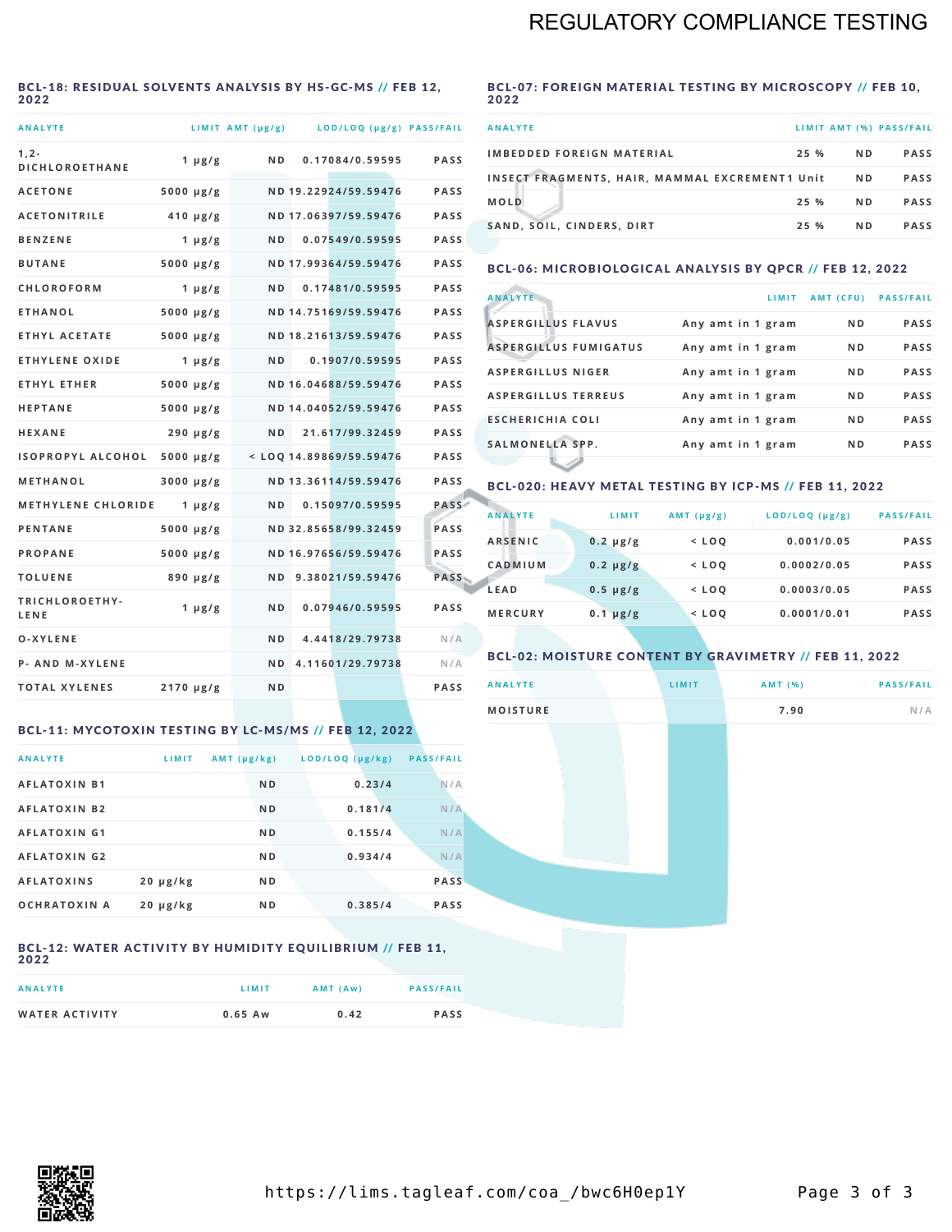# REGULATORY COMPLIANCE TESTING

## BCL-18: RESIDUAL SOLVENTS ANALYSIS BY HS-GC-MS // FEB 12, 2022

| ANALYTE | LIMIT | AMT (μg/g) | LOD/LOQ (μg/g) | PASS/FAIL |
|---|---|---|---|---|
| 1,2-DICHLOROETHANE | 1 μg/g | ND | 0.17084/0.59595 | PASS |
| ACETONE | 5000 μg/g | ND | 19.22924/59.59476 | PASS |
| ACETONITRILE | 410 μg/g | ND | 17.06397/59.59476 | PASS |
| BENZENE | 1 μg/g | ND | 0.07549/0.59595 | PASS |
| BUTANE | 5000 μg/g | ND | 17.99364/59.59476 | PASS |
| CHLOROFORM | 1 μg/g | ND | 0.17481/0.59595 | PASS |
| ETHANOL | 5000 μg/g | ND | 14.75169/59.59476 | PASS |
| ETHYL ACETATE | 5000 μg/g | ND | 18.21613/59.59476 | PASS |
| ETHYLENE OXIDE | 1 μg/g | ND | 0.1907/0.59595 | PASS |
| ETHYL ETHER | 5000 μg/g | ND | 16.04688/59.59476 | PASS |
| HEPTANE | 5000 μg/g | ND | 14.04052/59.59476 | PASS |
| HEXANE | 290 μg/g | ND | 21.617/99.32459 | PASS |
| ISOPROPYL ALCOHOL | 5000 μg/g | < LOQ | 14.89869/59.59476 | PASS |
| METHANOL | 3000 μg/g | ND | 13.36114/59.59476 | PASS |
| METHYLENE CHLORIDE | 1 μg/g | ND | 0.15097/0.59595 | PASS |
| PENTANE | 5000 μg/g | ND | 32.85658/99.32459 | PASS |
| PROPANE | 5000 μg/g | ND | 16.97656/59.59476 | PASS |
| TOLUENE | 890 μg/g | ND | 9.38021/59.59476 | PASS |
| TRICHLOROETHYLENE | 1 μg/g | ND | 0.07946/0.59595 | PASS |
| O-XYLENE | | ND | 4.4418/29.79738 | N/A |
| P- AND M-XYLENE | | ND | 4.11601/29.79738 | N/A |
| TOTAL XYLENES | 2170 μg/g | ND | | PASS |

## BCL-11: MYCOTOXIN TESTING BY LC-MS/MS // FEB 12, 2022

| ANALYTE | LIMIT | AMT (μg/kg) | LOD/LOQ (μg/kg) | PASS/FAIL |
|---|---|---|---|---|
| AFLATOXIN B1 | | ND | 0.23/4 | N/A |
| AFLATOXIN B2 | | ND | 0.181/4 | N/A |
| AFLATOXIN G1 | | ND | 0.155/4 | N/A |
| AFLATOXIN G2 | | ND | 0.934/4 | N/A |
| AFLATOXINS | 20 μg/kg | ND | | PASS |
| OCHRATOXIN A | 20 μg/kg | ND | 0.385/4 | PASS |

## BCL-12: WATER ACTIVITY BY HUMIDITY EQUILIBRIUM // FEB 11, 2022

| ANALYTE | LIMIT | AMT (Aw) | PASS/FAIL |
|---|---|---|---|
| WATER ACTIVITY | 0.65 Aw | 0.42 | PASS |

## BCL-07: FOREIGN MATERIAL TESTING BY MICROSCOPY // FEB 10, 2022

| ANALYTE | LIMIT | AMT (%) | PASS/FAIL |
|---|---|---|---|
| IMBEDDED FOREIGN MATERIAL | 25 % | ND | PASS |
| INSECT FRAGMENTS, HAIR, MAMMAL EXCREMENT | 1 Unit | ND | PASS |
| MOLD | 25 % | ND | PASS |
| SAND, SOIL, CINDERS, DIRT | 25 % | ND | PASS |

## BCL-06: MICROBIOLOGICAL ANALYSIS BY QPCR // FEB 12, 2022

| ANALYTE | LIMIT | AMT (CFU) | PASS/FAIL |
|---|---|---|---|
| ASPERGILLUS FLAVUS | Any amt in 1 gram | ND | PASS |
| ASPERGILLUS FUMIGATUS | Any amt in 1 gram | ND | PASS |
| ASPERGILLUS NIGER | Any amt in 1 gram | ND | PASS |
| ASPERGILLUS TERREUS | Any amt in 1 gram | ND | PASS |
| ESCHERICHIA COLI | Any amt in 1 gram | ND | PASS |
| SALMONELLA SPP. | Any amt in 1 gram | ND | PASS |

## BCL-020: HEAVY METAL TESTING BY ICP-MS // FEB 11, 2022

| ANALYTE | LIMIT | AMT (μg/g) | LOD/LOQ (μg/g) | PASS/FAIL |
|---|---|---|---|---|
| ARSENIC | 0.2 μg/g | < LOQ | 0.001/0.05 | PASS |
| CADMIUM | 0.2 μg/g | < LOQ | 0.0002/0.05 | PASS |
| LEAD | 0.5 μg/g | < LOQ | 0.0003/0.05 | PASS |
| MERCURY | 0.1 μg/g | < LOQ | 0.0001/0.01 | PASS |

## BCL-02: MOISTURE CONTENT BY GRAVIMETRY // FEB 11, 2022

| ANALYTE | LIMIT | AMT (%) | PASS/FAIL |
|---|---|---|---|
| MOISTURE | | 7.90 | N/A |

https://lims.tagleaf.com/coa_/bwc6H0ep1Y